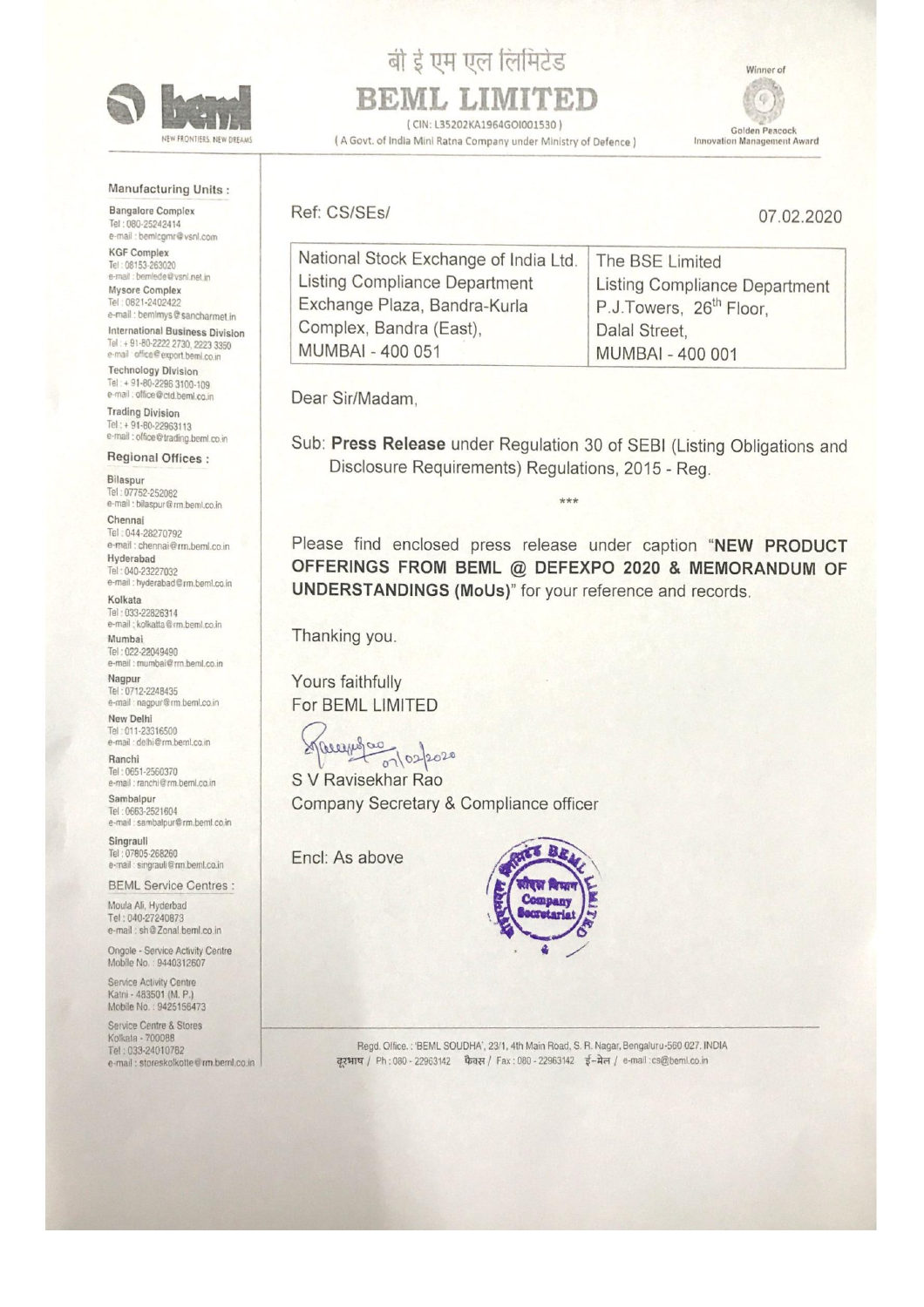# बी ई एम एल लिमिटेड

# BEML LIMITED

( CIN: L35202KA1964GOI001530 )

( A Govt. of India Mini Ratna Company under Ministry of Defence )

Winner of Golden Peacock Innovation Management Award

NEW FRONTIERS. NEW DREAMS

**Manufacturing Units :**

**Bangalore Complex**
Tel : 080-25242414
e-mail : bemlcgmr@vsnl.com

**KGF Complex**
Tel : 08153-263020
e-mail : bemlede@vsnl.net.in

**Mysore Complex**
Tel : 0821-2402422
e-mail : bemlmys@sancharnet.in

**International Business Division**
Tel : + 91-80-2222 2730, 2223 3350
e-mail : office@export.beml.co.in

**Technology Division**
Tel : + 91-80-2296 3100-109
e-mail : office@ctd.beml.co.in

**Trading Division**
Tel : + 91-80-22963113
e-mail : office@trading.beml.co.in

**Regional Offices :**

**Bilaspur**
Tel : 07752-252082
e-mail : bilaspur@rm.beml.co.in

**Chennai**
Tel : 044-28270792
e-mail : chennai@rm.beml.co.in

**Hyderabad**
Tel : 040-23227032
e-mail : hyderabad@rm.beml.co.in

**Kolkata**
Tel : 033-22826314
e-mail : kolkatta@rm.beml.co.in

**Mumbai**
Tel : 022-22049490
e-mail : mumbai@rm.beml.co.in

**Nagpur**
Tel : 0712-2248435
e-mail : nagpur@rm.beml.co.in

**New Delhi**
Tel : 011-23316500
e-mail : delhi@rm.beml.co.in

**Ranchi**
Tel : 0651-2560370
e-mail : ranchi@rm.beml.co.in

**Sambalpur**
Tel : 0663-2521604
e-mail : sambalpur@rm.beml.co.in

**Singrauli**
Tel : 07805-268260
e-mail : singrauli@rm.beml.co.in

**BEML Service Centres :**

Moula Ali, Hyderbad
Tel : 040-27240873
e-mail : sh@Zonal.beml.co.in

Ongole - Service Activity Centre
Mobile No. : 9440312607

Service Activity Centre
Katni - 483501 (M. P.)
Mobile No. : 9425156473

Service Centre & Stores
Kolkata - 700088
Tel : 033-24010782
e-mail : storeskolkotte@rm.beml.co.in

---

Ref: CS/SEs/ 07.02.2020

| National Stock Exchange of India Ltd. | The BSE Limited |
|---|---|
| Listing Compliance Department | Listing Compliance Department |
| Exchange Plaza, Bandra-Kurla | P.J.Towers, 26th Floor, |
| Complex, Bandra (East), | Dalal Street, |
| MUMBAI - 400 051 | MUMBAI - 400 001 |

Dear Sir/Madam,

Sub: **Press Release** under Regulation 30 of SEBI (Listing Obligations and Disclosure Requirements) Regulations, 2015 - Reg.

***

Please find enclosed press release under caption "**NEW PRODUCT OFFERINGS FROM BEML @ DEFEXPO 2020 & MEMORANDUM OF UNDERSTANDINGS (MoUs)**" for your reference and records.

Thanking you.

Yours faithfully
For BEML LIMITED

07/02/2020

S V Ravisekhar Rao
Company Secretary & Compliance officer

Encl: As above

Regd. Office. : 'BEML SOUDHA', 23/1, 4th Main Road, S. R. Nagar, Bengaluru-560 027. INDIA
दूरभाष / Ph : 080 - 22963142 फैक्स / Fax : 080 - 22963142 ई-मेल / e-mail :cs@beml.co.in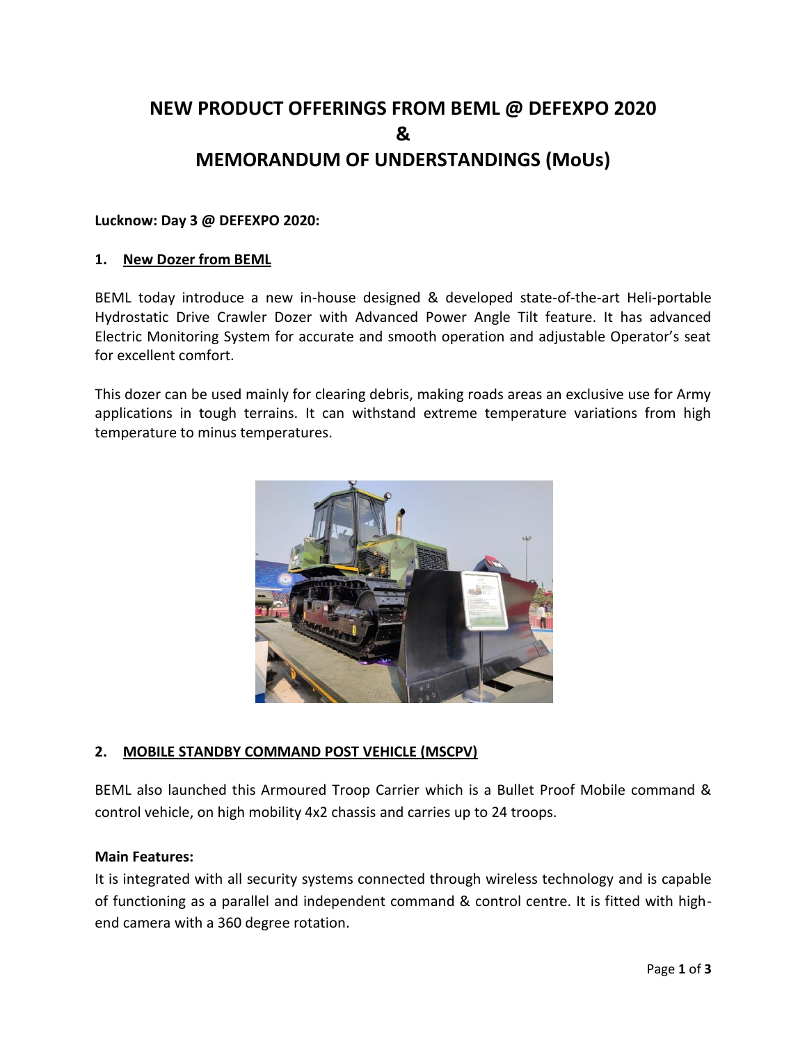# NEW PRODUCT OFFERINGS FROM BEML @ DEFEXPO 2020
# &
# MEMORANDUM OF UNDERSTANDINGS (MoUs)

**Lucknow: Day 3 @ DEFEXPO 2020:**

### 1. New Dozer from BEML

BEML today introduce a new in-house designed & developed state-of-the-art Heli-portable Hydrostatic Drive Crawler Dozer with Advanced Power Angle Tilt feature. It has advanced Electric Monitoring System for accurate and smooth operation and adjustable Operator's seat for excellent comfort.

This dozer can be used mainly for clearing debris, making roads areas an exclusive use for Army applications in tough terrains. It can withstand extreme temperature variations from high temperature to minus temperatures.

### 2. MOBILE STANDBY COMMAND POST VEHICLE (MSCPV)

BEML also launched this Armoured Troop Carrier which is a Bullet Proof Mobile command & control vehicle, on high mobility 4x2 chassis and carries up to 24 troops.

**Main Features:**

It is integrated with all security systems connected through wireless technology and is capable of functioning as a parallel and independent command & control centre. It is fitted with high-end camera with a 360 degree rotation.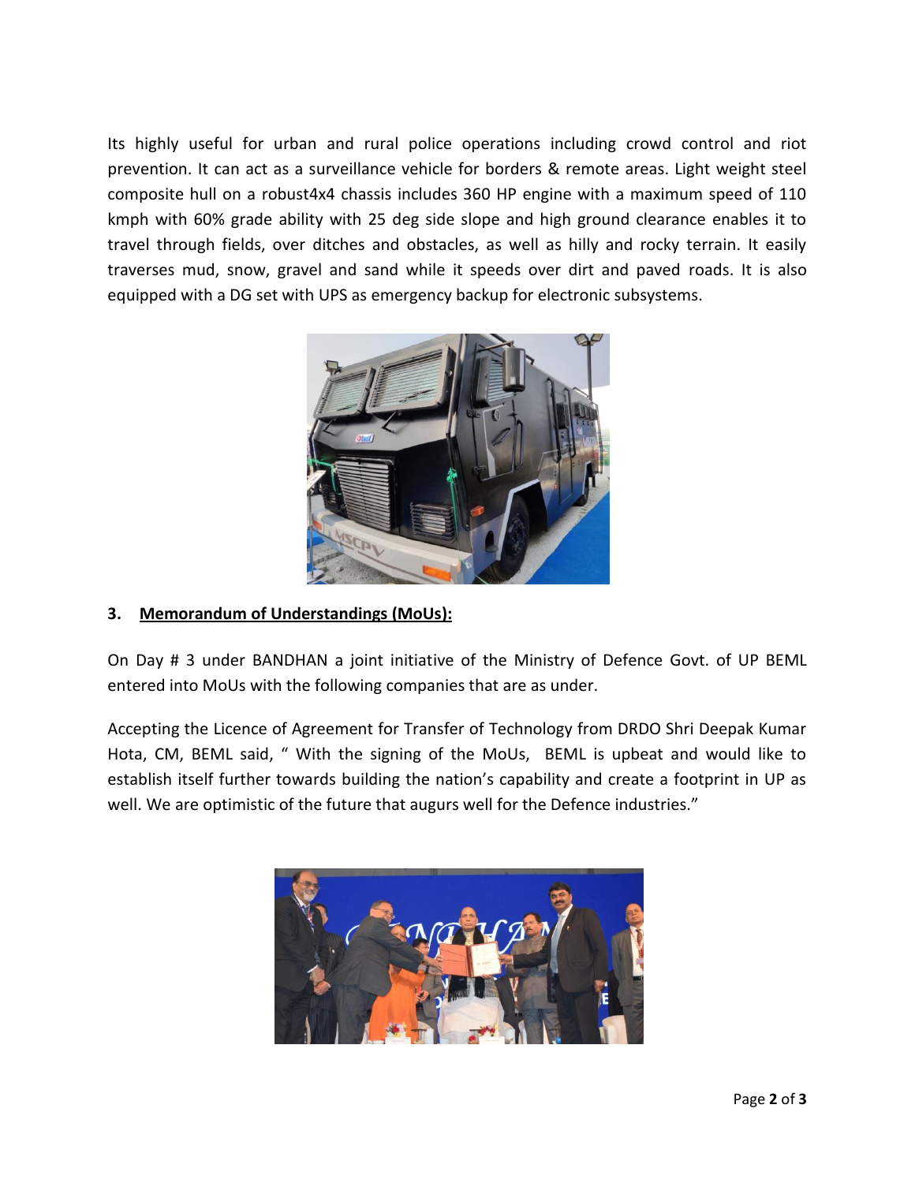Its highly useful for urban and rural police operations including crowd control and riot prevention. It can act as a surveillance vehicle for borders & remote areas. Light weight steel composite hull on a robust4x4 chassis includes 360 HP engine with a maximum speed of 110 kmph with 60% grade ability with 25 deg side slope and high ground clearance enables it to travel through fields, over ditches and obstacles, as well as hilly and rocky terrain. It easily traverses mud, snow, gravel and sand while it speeds over dirt and paved roads. It is also equipped with a DG set with UPS as emergency backup for electronic subsystems.

### 3. <u>Memorandum of Understandings (MoUs):</u>

On Day # 3 under BANDHAN a joint initiative of the Ministry of Defence Govt. of UP BEML entered into MoUs with the following companies that are as under.

Accepting the Licence of Agreement for Transfer of Technology from DRDO Shri Deepak Kumar Hota, CM, BEML said, " With the signing of the MoUs, BEML is upbeat and would like to establish itself further towards building the nation's capability and create a footprint in UP as well. We are optimistic of the future that augurs well for the Defence industries."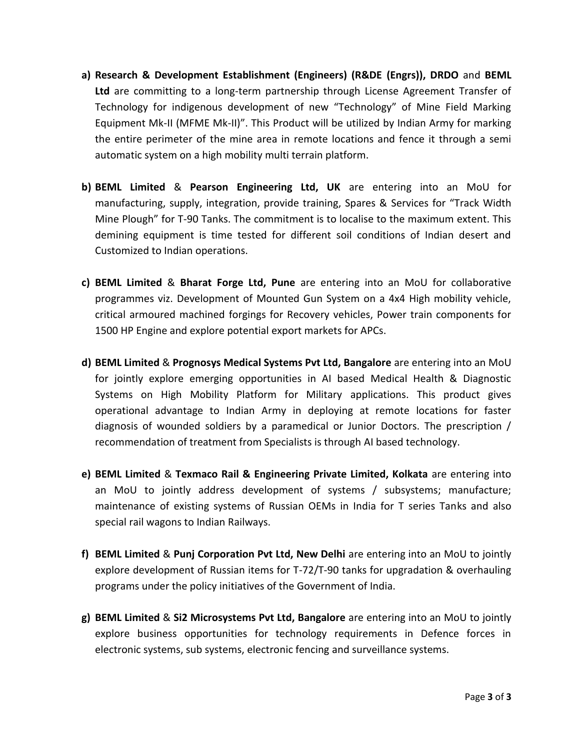a) **Research & Development Establishment (Engineers) (R&DE (Engrs)), DRDO** and **BEML Ltd** are committing to a long-term partnership through License Agreement Transfer of Technology for indigenous development of new "Technology" of Mine Field Marking Equipment Mk-II (MFME Mk-II)". This Product will be utilized by Indian Army for marking the entire perimeter of the mine area in remote locations and fence it through a semi automatic system on a high mobility multi terrain platform.

b) **BEML Limited** & **Pearson Engineering Ltd, UK** are entering into an MoU for manufacturing, supply, integration, provide training, Spares & Services for "Track Width Mine Plough" for T-90 Tanks. The commitment is to localise to the maximum extent. This demining equipment is time tested for different soil conditions of Indian desert and Customized to Indian operations.

c) **BEML Limited** & **Bharat Forge Ltd, Pune** are entering into an MoU for collaborative programmes viz. Development of Mounted Gun System on a 4x4 High mobility vehicle, critical armoured machined forgings for Recovery vehicles, Power train components for 1500 HP Engine and explore potential export markets for APCs.

d) **BEML Limited** & **Prognosys Medical Systems Pvt Ltd, Bangalore** are entering into an MoU for jointly explore emerging opportunities in AI based Medical Health & Diagnostic Systems on High Mobility Platform for Military applications. This product gives operational advantage to Indian Army in deploying at remote locations for faster diagnosis of wounded soldiers by a paramedical or Junior Doctors. The prescription / recommendation of treatment from Specialists is through AI based technology.

e) **BEML Limited** & **Texmaco Rail & Engineering Private Limited, Kolkata** are entering into an MoU to jointly address development of systems / subsystems; manufacture; maintenance of existing systems of Russian OEMs in India for T series Tanks and also special rail wagons to Indian Railways.

f) **BEML Limited** & **Punj Corporation Pvt Ltd, New Delhi** are entering into an MoU to jointly explore development of Russian items for T-72/T-90 tanks for upgradation & overhauling programs under the policy initiatives of the Government of India.

g) **BEML Limited** & **Si2 Microsystems Pvt Ltd, Bangalore** are entering into an MoU to jointly explore business opportunities for technology requirements in Defence forces in electronic systems, sub systems, electronic fencing and surveillance systems.